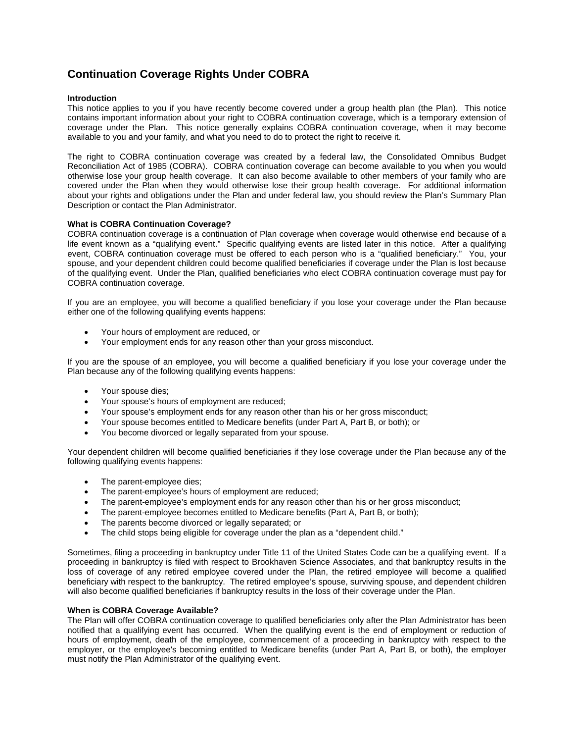# Continuation Coverage Rights Under COBRA

**Introduction**

This notice applies to you if you have recently become covered under a group health plan (the Plan). This notice contains important information about your right to COBRA continuation coverage, which is a temporary extension of coverage under the Plan. This notice generally explains COBRA continuation coverage, when it may become available to you and your family, and what you need to do to protect the right to receive it.

The right to COBRA continuation coverage was created by a federal law, the Consolidated Omnibus Budget Reconciliation Act of 1985 (COBRA). COBRA continuation coverage can become available to you when you would otherwise lose your group health coverage. It can also become available to other members of your family who are covered under the Plan when they would otherwise lose their group health coverage. For additional information about your rights and obligations under the Plan and under federal law, you should review the Plan's Summary Plan Description or contact the Plan Administrator.

**What is COBRA Continuation Coverage?**

COBRA continuation coverage is a continuation of Plan coverage when coverage would otherwise end because of a life event known as a "qualifying event." Specific qualifying events are listed later in this notice. After a qualifying event, COBRA continuation coverage must be offered to each person who is a "qualified beneficiary." You, your spouse, and your dependent children could become qualified beneficiaries if coverage under the Plan is lost because of the qualifying event. Under the Plan, qualified beneficiaries who elect COBRA continuation coverage must pay for COBRA continuation coverage.

If you are an employee, you will become a qualified beneficiary if you lose your coverage under the Plan because either one of the following qualifying events happens:

- Your hours of employment are reduced, or
- Your employment ends for any reason other than your gross misconduct.

If you are the spouse of an employee, you will become a qualified beneficiary if you lose your coverage under the Plan because any of the following qualifying events happens:

- Your spouse dies;
- Your spouse's hours of employment are reduced;
- Your spouse's employment ends for any reason other than his or her gross misconduct;
- Your spouse becomes entitled to Medicare benefits (under Part A, Part B, or both); or
- You become divorced or legally separated from your spouse.

Your dependent children will become qualified beneficiaries if they lose coverage under the Plan because any of the following qualifying events happens:

- The parent-employee dies;
- The parent-employee's hours of employment are reduced;
- The parent-employee's employment ends for any reason other than his or her gross misconduct;
- The parent-employee becomes entitled to Medicare benefits (Part A, Part B, or both);
- The parents become divorced or legally separated; or
- The child stops being eligible for coverage under the plan as a "dependent child."

Sometimes, filing a proceeding in bankruptcy under Title 11 of the United States Code can be a qualifying event. If a proceeding in bankruptcy is filed with respect to Brookhaven Science Associates, and that bankruptcy results in the loss of coverage of any retired employee covered under the Plan, the retired employee will become a qualified beneficiary with respect to the bankruptcy. The retired employee's spouse, surviving spouse, and dependent children will also become qualified beneficiaries if bankruptcy results in the loss of their coverage under the Plan.

**When is COBRA Coverage Available?**

The Plan will offer COBRA continuation coverage to qualified beneficiaries only after the Plan Administrator has been notified that a qualifying event has occurred. When the qualifying event is the end of employment or reduction of hours of employment, death of the employee, commencement of a proceeding in bankruptcy with respect to the employer, or the employee's becoming entitled to Medicare benefits (under Part A, Part B, or both), the employer must notify the Plan Administrator of the qualifying event.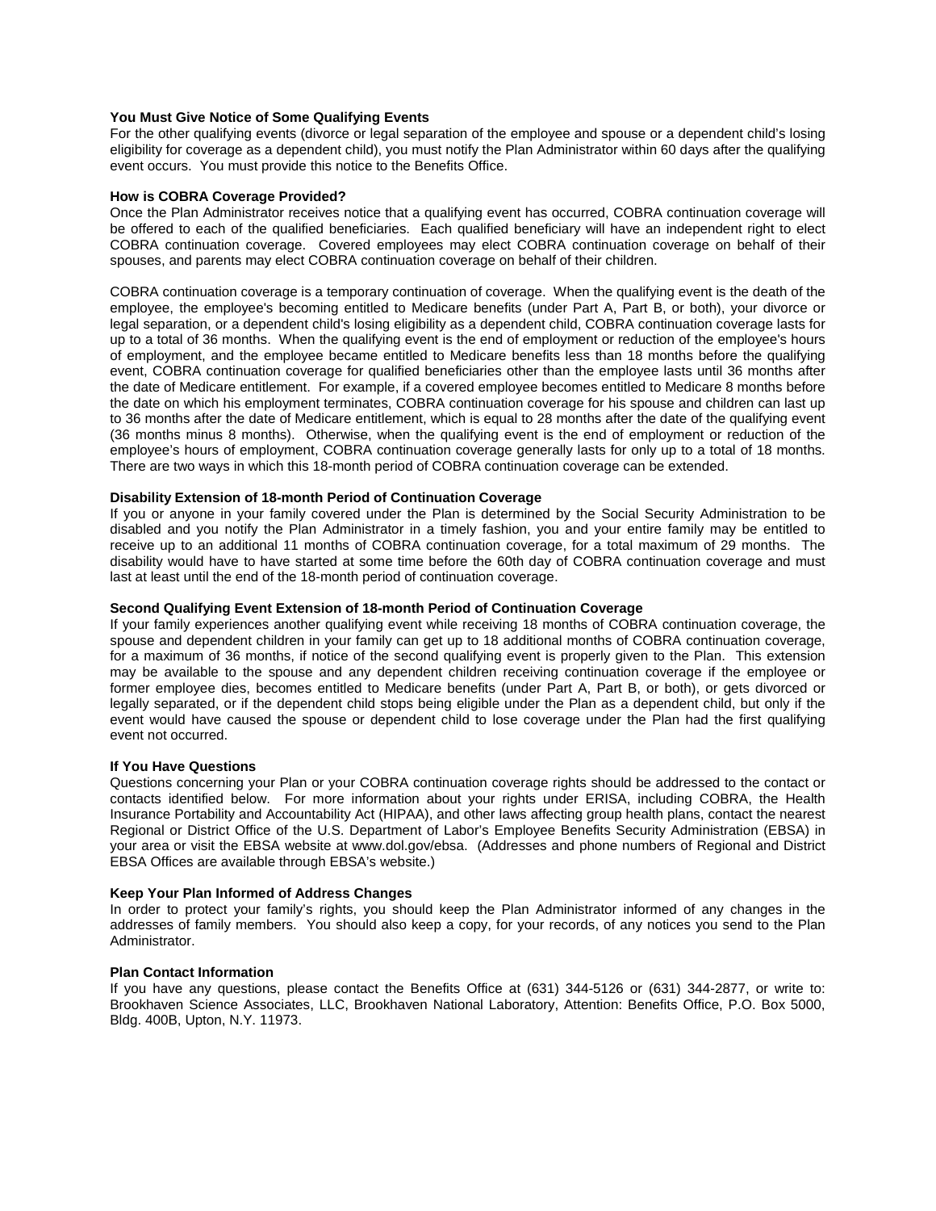**You Must Give Notice of Some Qualifying Events**

For the other qualifying events (divorce or legal separation of the employee and spouse or a dependent child's losing eligibility for coverage as a dependent child), you must notify the Plan Administrator within 60 days after the qualifying event occurs. You must provide this notice to the Benefits Office.

**How is COBRA Coverage Provided?**

Once the Plan Administrator receives notice that a qualifying event has occurred, COBRA continuation coverage will be offered to each of the qualified beneficiaries. Each qualified beneficiary will have an independent right to elect COBRA continuation coverage. Covered employees may elect COBRA continuation coverage on behalf of their spouses, and parents may elect COBRA continuation coverage on behalf of their children.

COBRA continuation coverage is a temporary continuation of coverage. When the qualifying event is the death of the employee, the employee's becoming entitled to Medicare benefits (under Part A, Part B, or both), your divorce or legal separation, or a dependent child's losing eligibility as a dependent child, COBRA continuation coverage lasts for up to a total of 36 months. When the qualifying event is the end of employment or reduction of the employee's hours of employment, and the employee became entitled to Medicare benefits less than 18 months before the qualifying event, COBRA continuation coverage for qualified beneficiaries other than the employee lasts until 36 months after the date of Medicare entitlement. For example, if a covered employee becomes entitled to Medicare 8 months before the date on which his employment terminates, COBRA continuation coverage for his spouse and children can last up to 36 months after the date of Medicare entitlement, which is equal to 28 months after the date of the qualifying event (36 months minus 8 months). Otherwise, when the qualifying event is the end of employment or reduction of the employee's hours of employment, COBRA continuation coverage generally lasts for only up to a total of 18 months. There are two ways in which this 18-month period of COBRA continuation coverage can be extended.

**Disability Extension of 18-month Period of Continuation Coverage**

If you or anyone in your family covered under the Plan is determined by the Social Security Administration to be disabled and you notify the Plan Administrator in a timely fashion, you and your entire family may be entitled to receive up to an additional 11 months of COBRA continuation coverage, for a total maximum of 29 months. The disability would have to have started at some time before the 60th day of COBRA continuation coverage and must last at least until the end of the 18-month period of continuation coverage.

**Second Qualifying Event Extension of 18-month Period of Continuation Coverage**

If your family experiences another qualifying event while receiving 18 months of COBRA continuation coverage, the spouse and dependent children in your family can get up to 18 additional months of COBRA continuation coverage, for a maximum of 36 months, if notice of the second qualifying event is properly given to the Plan. This extension may be available to the spouse and any dependent children receiving continuation coverage if the employee or former employee dies, becomes entitled to Medicare benefits (under Part A, Part B, or both), or gets divorced or legally separated, or if the dependent child stops being eligible under the Plan as a dependent child, but only if the event would have caused the spouse or dependent child to lose coverage under the Plan had the first qualifying event not occurred.

**If You Have Questions**

Questions concerning your Plan or your COBRA continuation coverage rights should be addressed to the contact or contacts identified below. For more information about your rights under ERISA, including COBRA, the Health Insurance Portability and Accountability Act (HIPAA), and other laws affecting group health plans, contact the nearest Regional or District Office of the U.S. Department of Labor's Employee Benefits Security Administration (EBSA) in your area or visit the EBSA website at www.dol.gov/ebsa. (Addresses and phone numbers of Regional and District EBSA Offices are available through EBSA's website.)

**Keep Your Plan Informed of Address Changes**

In order to protect your family's rights, you should keep the Plan Administrator informed of any changes in the addresses of family members. You should also keep a copy, for your records, of any notices you send to the Plan Administrator.

**Plan Contact Information**

If you have any questions, please contact the Benefits Office at (631) 344-5126 or (631) 344-2877, or write to: Brookhaven Science Associates, LLC, Brookhaven National Laboratory, Attention: Benefits Office, P.O. Box 5000, Bldg. 400B, Upton, N.Y. 11973.